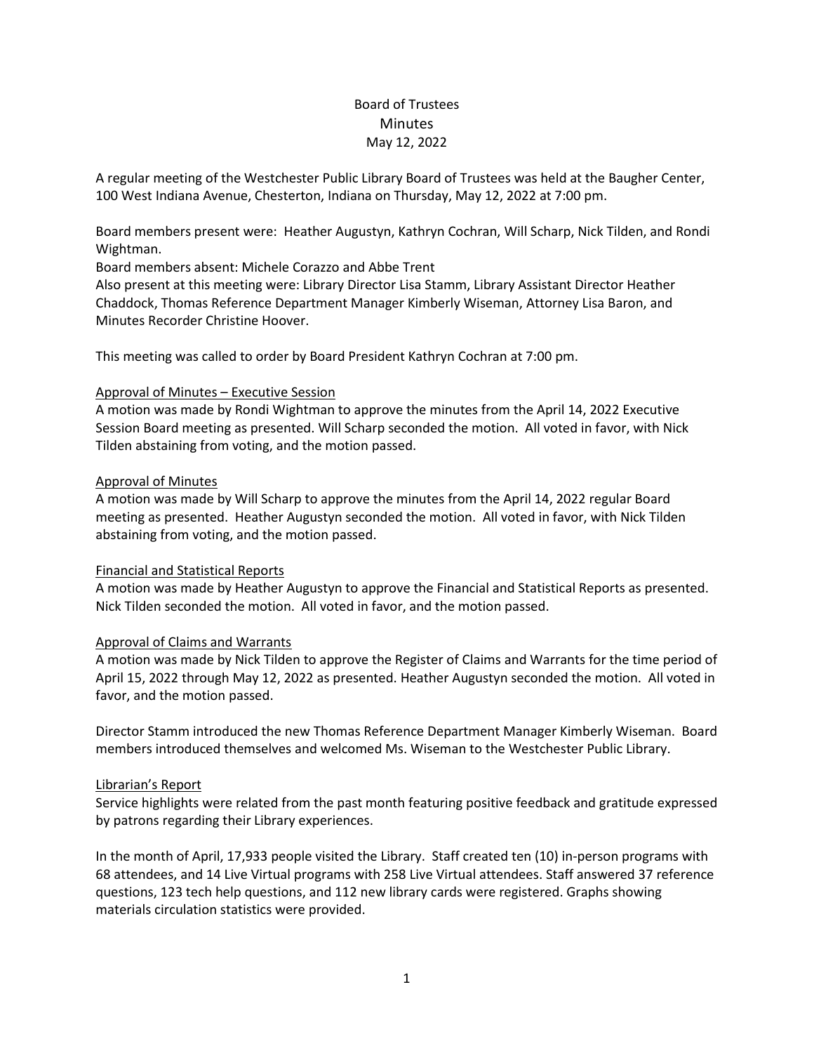# Board of Trustees
## Minutes
### May 12, 2022

A regular meeting of the Westchester Public Library Board of Trustees was held at the Baugher Center, 100 West Indiana Avenue, Chesterton, Indiana on Thursday, May 12, 2022 at 7:00 pm.

Board members present were: Heather Augustyn, Kathryn Cochran, Will Scharp, Nick Tilden, and Rondi Wightman.
Board members absent: Michele Corazzo and Abbe Trent
Also present at this meeting were: Library Director Lisa Stamm, Library Assistant Director Heather Chaddock, Thomas Reference Department Manager Kimberly Wiseman, Attorney Lisa Baron, and Minutes Recorder Christine Hoover.

This meeting was called to order by Board President Kathryn Cochran at 7:00 pm.

<u>Approval of Minutes – Executive Session</u>
A motion was made by Rondi Wightman to approve the minutes from the April 14, 2022 Executive Session Board meeting as presented. Will Scharp seconded the motion. All voted in favor, with Nick Tilden abstaining from voting, and the motion passed.

<u>Approval of Minutes</u>
A motion was made by Will Scharp to approve the minutes from the April 14, 2022 regular Board meeting as presented. Heather Augustyn seconded the motion. All voted in favor, with Nick Tilden abstaining from voting, and the motion passed.

<u>Financial and Statistical Reports</u>
A motion was made by Heather Augustyn to approve the Financial and Statistical Reports as presented. Nick Tilden seconded the motion. All voted in favor, and the motion passed.

<u>Approval of Claims and Warrants</u>
A motion was made by Nick Tilden to approve the Register of Claims and Warrants for the time period of April 15, 2022 through May 12, 2022 as presented. Heather Augustyn seconded the motion. All voted in favor, and the motion passed.

Director Stamm introduced the new Thomas Reference Department Manager Kimberly Wiseman. Board members introduced themselves and welcomed Ms. Wiseman to the Westchester Public Library.

<u>Librarian's Report</u>
Service highlights were related from the past month featuring positive feedback and gratitude expressed by patrons regarding their Library experiences.

In the month of April, 17,933 people visited the Library. Staff created ten (10) in-person programs with 68 attendees, and 14 Live Virtual programs with 258 Live Virtual attendees. Staff answered 37 reference questions, 123 tech help questions, and 112 new library cards were registered. Graphs showing materials circulation statistics were provided.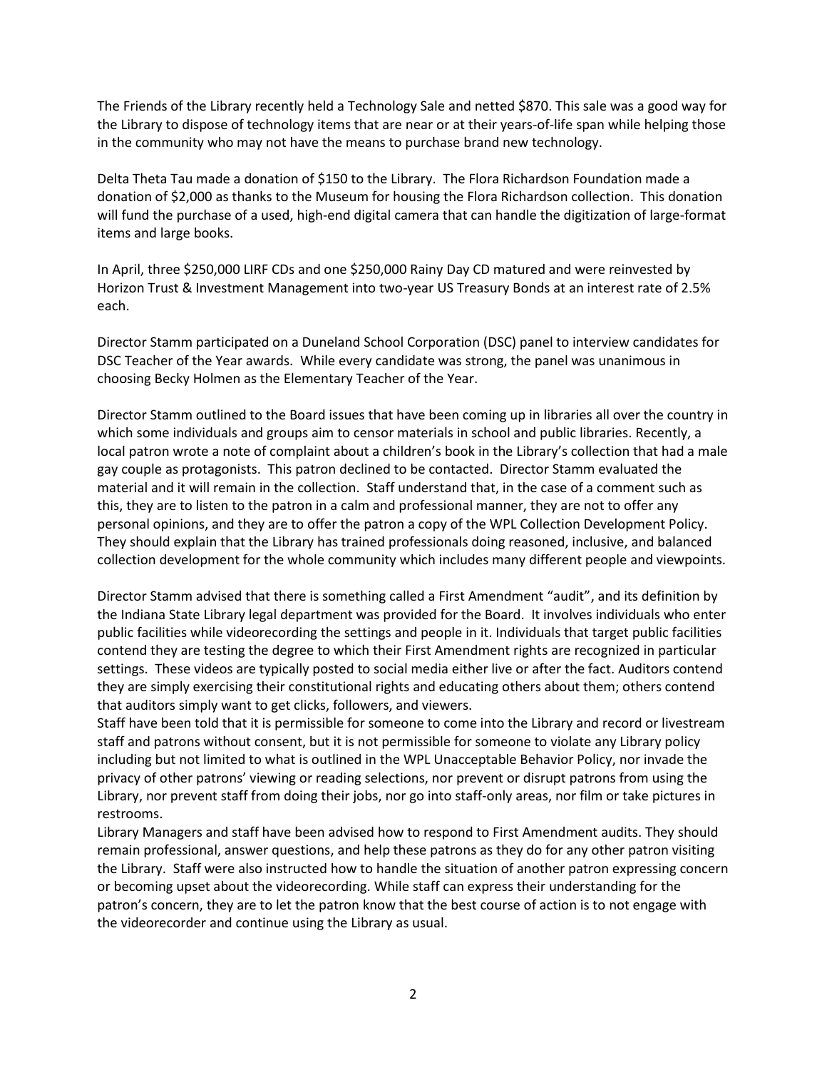The Friends of the Library recently held a Technology Sale and netted $870. This sale was a good way for the Library to dispose of technology items that are near or at their years-of-life span while helping those in the community who may not have the means to purchase brand new technology.

Delta Theta Tau made a donation of $150 to the Library. The Flora Richardson Foundation made a donation of $2,000 as thanks to the Museum for housing the Flora Richardson collection. This donation will fund the purchase of a used, high-end digital camera that can handle the digitization of large-format items and large books.

In April, three $250,000 LIRF CDs and one $250,000 Rainy Day CD matured and were reinvested by Horizon Trust & Investment Management into two-year US Treasury Bonds at an interest rate of 2.5% each.

Director Stamm participated on a Duneland School Corporation (DSC) panel to interview candidates for DSC Teacher of the Year awards. While every candidate was strong, the panel was unanimous in choosing Becky Holmen as the Elementary Teacher of the Year.

Director Stamm outlined to the Board issues that have been coming up in libraries all over the country in which some individuals and groups aim to censor materials in school and public libraries. Recently, a local patron wrote a note of complaint about a children's book in the Library's collection that had a male gay couple as protagonists. This patron declined to be contacted. Director Stamm evaluated the material and it will remain in the collection. Staff understand that, in the case of a comment such as this, they are to listen to the patron in a calm and professional manner, they are not to offer any personal opinions, and they are to offer the patron a copy of the WPL Collection Development Policy. They should explain that the Library has trained professionals doing reasoned, inclusive, and balanced collection development for the whole community which includes many different people and viewpoints.

Director Stamm advised that there is something called a First Amendment "audit", and its definition by the Indiana State Library legal department was provided for the Board. It involves individuals who enter public facilities while videorecording the settings and people in it. Individuals that target public facilities contend they are testing the degree to which their First Amendment rights are recognized in particular settings. These videos are typically posted to social media either live or after the fact. Auditors contend they are simply exercising their constitutional rights and educating others about them; others contend that auditors simply want to get clicks, followers, and viewers.

Staff have been told that it is permissible for someone to come into the Library and record or livestream staff and patrons without consent, but it is not permissible for someone to violate any Library policy including but not limited to what is outlined in the WPL Unacceptable Behavior Policy, nor invade the privacy of other patrons' viewing or reading selections, nor prevent or disrupt patrons from using the Library, nor prevent staff from doing their jobs, nor go into staff-only areas, nor film or take pictures in restrooms.

Library Managers and staff have been advised how to respond to First Amendment audits. They should remain professional, answer questions, and help these patrons as they do for any other patron visiting the Library. Staff were also instructed how to handle the situation of another patron expressing concern or becoming upset about the videorecording. While staff can express their understanding for the patron's concern, they are to let the patron know that the best course of action is to not engage with the videorecorder and continue using the Library as usual.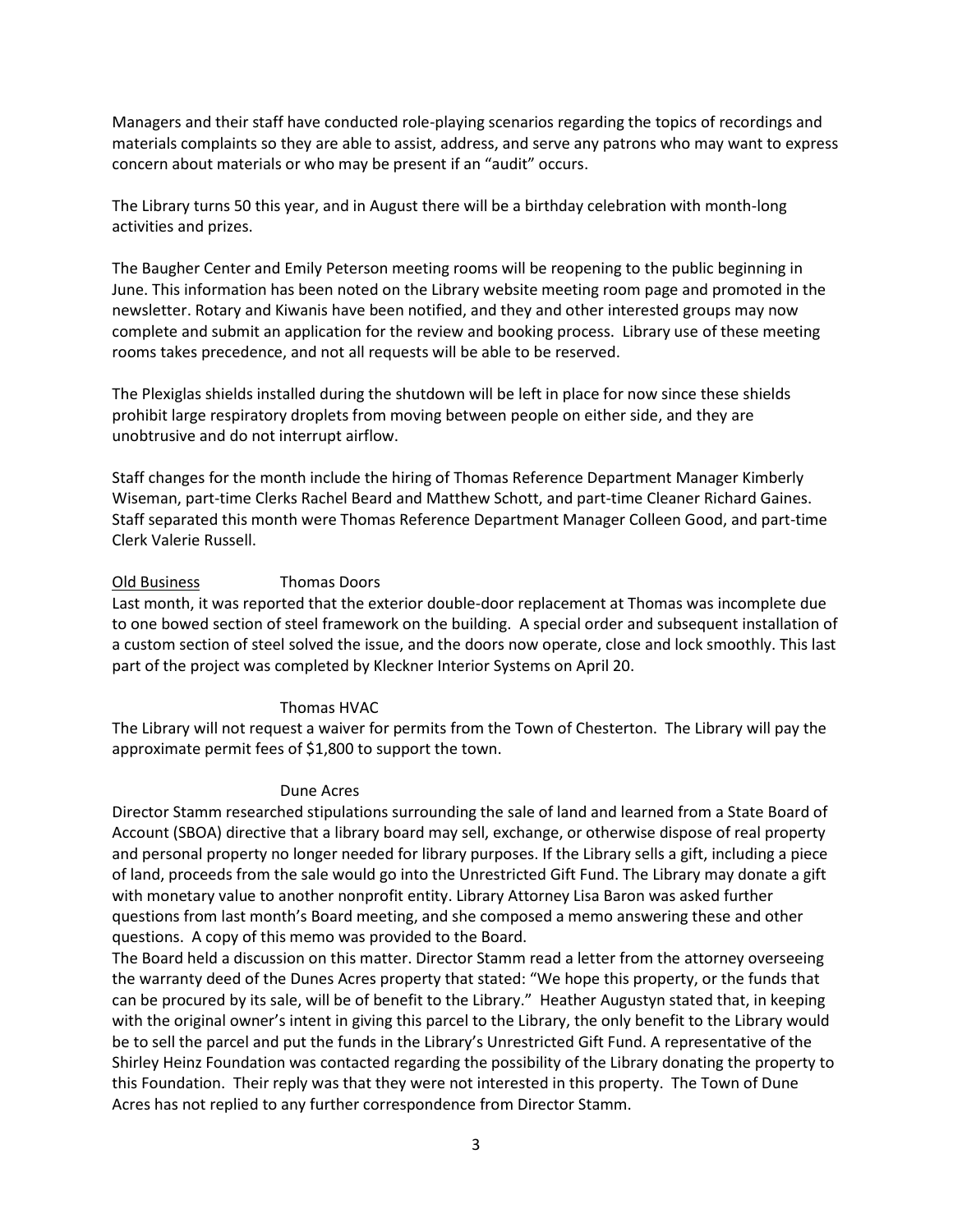Managers and their staff have conducted role-playing scenarios regarding the topics of recordings and materials complaints so they are able to assist, address, and serve any patrons who may want to express concern about materials or who may be present if an "audit" occurs.

The Library turns 50 this year, and in August there will be a birthday celebration with month-long activities and prizes.

The Baugher Center and Emily Peterson meeting rooms will be reopening to the public beginning in June. This information has been noted on the Library website meeting room page and promoted in the newsletter. Rotary and Kiwanis have been notified, and they and other interested groups may now complete and submit an application for the review and booking process. Library use of these meeting rooms takes precedence, and not all requests will be able to be reserved.

The Plexiglas shields installed during the shutdown will be left in place for now since these shields prohibit large respiratory droplets from moving between people on either side, and they are unobtrusive and do not interrupt airflow.

Staff changes for the month include the hiring of Thomas Reference Department Manager Kimberly Wiseman, part-time Clerks Rachel Beard and Matthew Schott, and part-time Cleaner Richard Gaines. Staff separated this month were Thomas Reference Department Manager Colleen Good, and part-time Clerk Valerie Russell.

<u>Old Business</u> Thomas Doors

Last month, it was reported that the exterior double-door replacement at Thomas was incomplete due to one bowed section of steel framework on the building. A special order and subsequent installation of a custom section of steel solved the issue, and the doors now operate, close and lock smoothly. This last part of the project was completed by Kleckner Interior Systems on April 20.

Thomas HVAC

The Library will not request a waiver for permits from the Town of Chesterton. The Library will pay the approximate permit fees of $1,800 to support the town.

Dune Acres

Director Stamm researched stipulations surrounding the sale of land and learned from a State Board of Account (SBOA) directive that a library board may sell, exchange, or otherwise dispose of real property and personal property no longer needed for library purposes. If the Library sells a gift, including a piece of land, proceeds from the sale would go into the Unrestricted Gift Fund. The Library may donate a gift with monetary value to another nonprofit entity. Library Attorney Lisa Baron was asked further questions from last month's Board meeting, and she composed a memo answering these and other questions. A copy of this memo was provided to the Board.

The Board held a discussion on this matter. Director Stamm read a letter from the attorney overseeing the warranty deed of the Dunes Acres property that stated: "We hope this property, or the funds that can be procured by its sale, will be of benefit to the Library." Heather Augustyn stated that, in keeping with the original owner's intent in giving this parcel to the Library, the only benefit to the Library would be to sell the parcel and put the funds in the Library's Unrestricted Gift Fund. A representative of the Shirley Heinz Foundation was contacted regarding the possibility of the Library donating the property to this Foundation. Their reply was that they were not interested in this property. The Town of Dune Acres has not replied to any further correspondence from Director Stamm.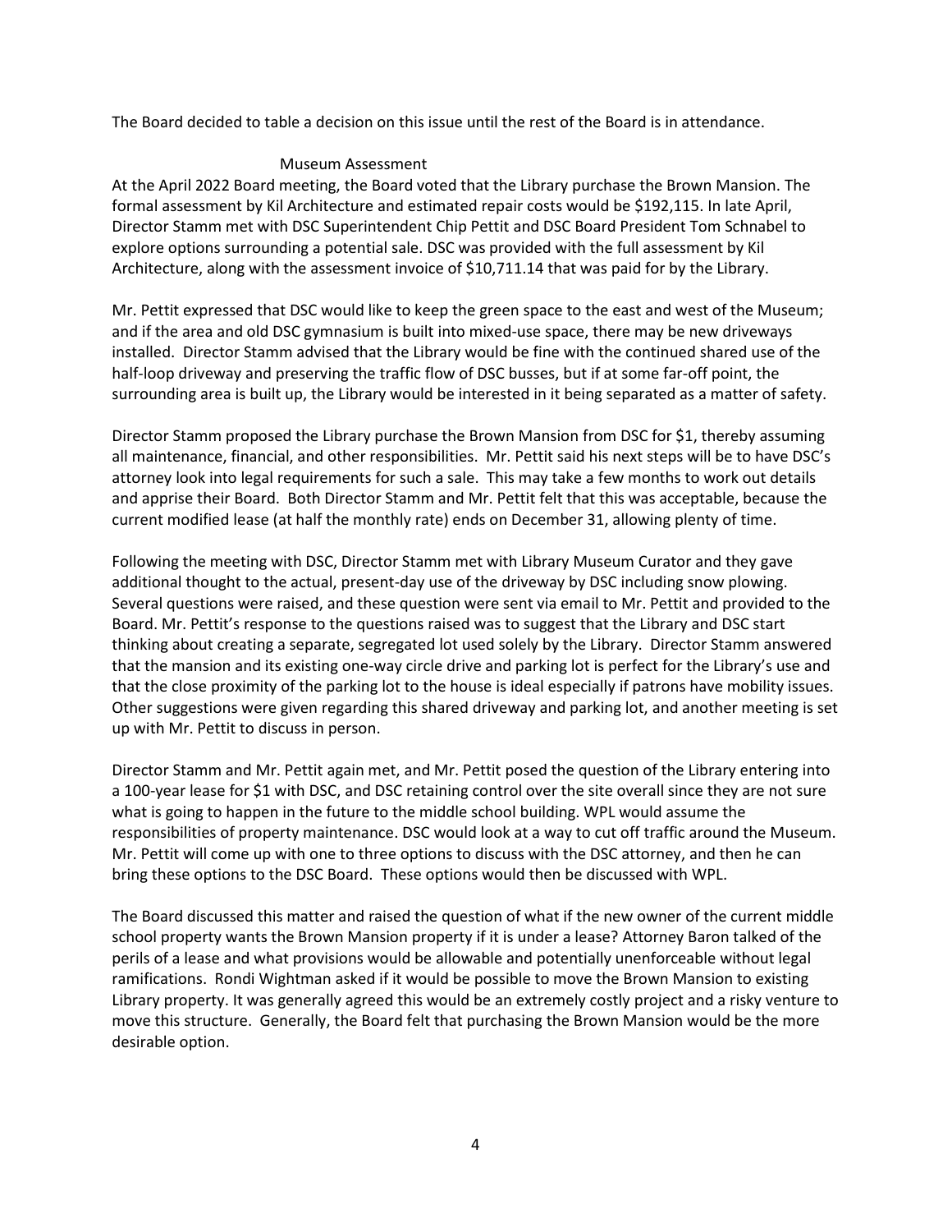The Board decided to table a decision on this issue until the rest of the Board is in attendance.

### Museum Assessment

At the April 2022 Board meeting, the Board voted that the Library purchase the Brown Mansion. The formal assessment by Kil Architecture and estimated repair costs would be $192,115. In late April, Director Stamm met with DSC Superintendent Chip Pettit and DSC Board President Tom Schnabel to explore options surrounding a potential sale. DSC was provided with the full assessment by Kil Architecture, along with the assessment invoice of $10,711.14 that was paid for by the Library.

Mr. Pettit expressed that DSC would like to keep the green space to the east and west of the Museum; and if the area and old DSC gymnasium is built into mixed-use space, there may be new driveways installed. Director Stamm advised that the Library would be fine with the continued shared use of the half-loop driveway and preserving the traffic flow of DSC busses, but if at some far-off point, the surrounding area is built up, the Library would be interested in it being separated as a matter of safety.

Director Stamm proposed the Library purchase the Brown Mansion from DSC for $1, thereby assuming all maintenance, financial, and other responsibilities. Mr. Pettit said his next steps will be to have DSC's attorney look into legal requirements for such a sale. This may take a few months to work out details and apprise their Board. Both Director Stamm and Mr. Pettit felt that this was acceptable, because the current modified lease (at half the monthly rate) ends on December 31, allowing plenty of time.

Following the meeting with DSC, Director Stamm met with Library Museum Curator and they gave additional thought to the actual, present-day use of the driveway by DSC including snow plowing. Several questions were raised, and these question were sent via email to Mr. Pettit and provided to the Board. Mr. Pettit's response to the questions raised was to suggest that the Library and DSC start thinking about creating a separate, segregated lot used solely by the Library. Director Stamm answered that the mansion and its existing one-way circle drive and parking lot is perfect for the Library's use and that the close proximity of the parking lot to the house is ideal especially if patrons have mobility issues. Other suggestions were given regarding this shared driveway and parking lot, and another meeting is set up with Mr. Pettit to discuss in person.

Director Stamm and Mr. Pettit again met, and Mr. Pettit posed the question of the Library entering into a 100-year lease for $1 with DSC, and DSC retaining control over the site overall since they are not sure what is going to happen in the future to the middle school building. WPL would assume the responsibilities of property maintenance. DSC would look at a way to cut off traffic around the Museum. Mr. Pettit will come up with one to three options to discuss with the DSC attorney, and then he can bring these options to the DSC Board. These options would then be discussed with WPL.

The Board discussed this matter and raised the question of what if the new owner of the current middle school property wants the Brown Mansion property if it is under a lease? Attorney Baron talked of the perils of a lease and what provisions would be allowable and potentially unenforceable without legal ramifications. Rondi Wightman asked if it would be possible to move the Brown Mansion to existing Library property. It was generally agreed this would be an extremely costly project and a risky venture to move this structure. Generally, the Board felt that purchasing the Brown Mansion would be the more desirable option.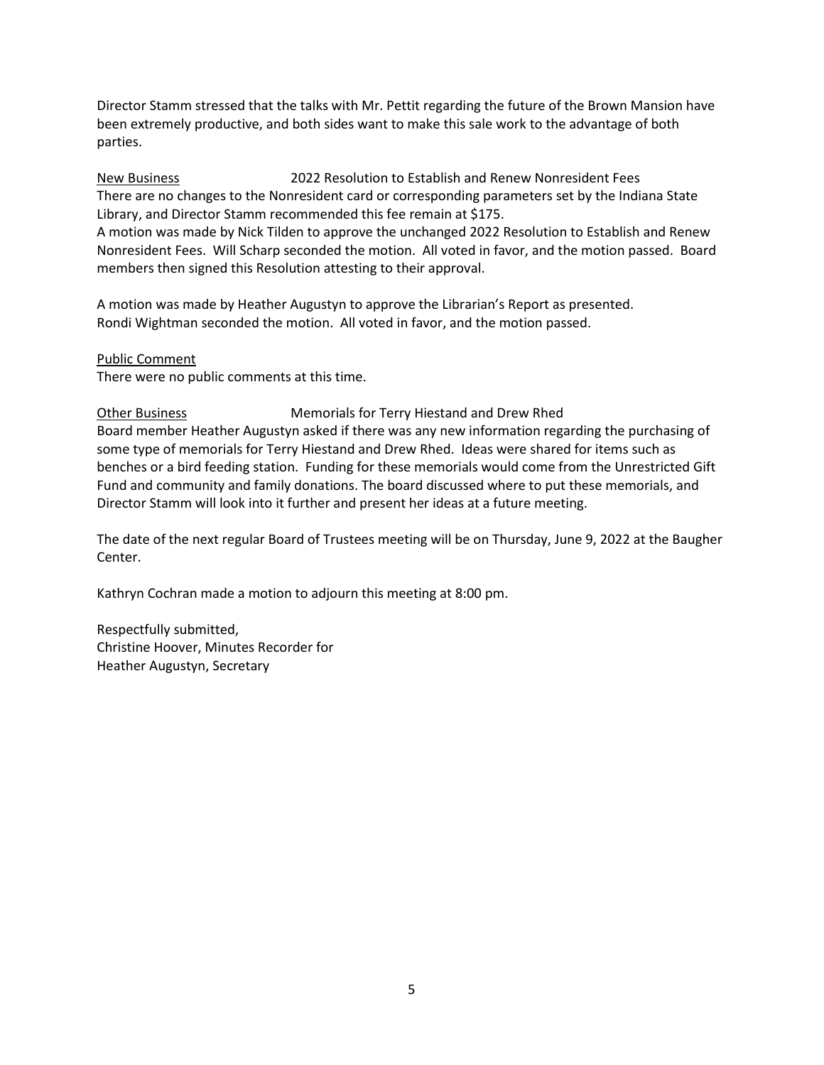Director Stamm stressed that the talks with Mr. Pettit regarding the future of the Brown Mansion have been extremely productive, and both sides want to make this sale work to the advantage of both parties.

New Business 2022 Resolution to Establish and Renew Nonresident Fees

There are no changes to the Nonresident card or corresponding parameters set by the Indiana State Library, and Director Stamm recommended this fee remain at $175.

A motion was made by Nick Tilden to approve the unchanged 2022 Resolution to Establish and Renew Nonresident Fees. Will Scharp seconded the motion. All voted in favor, and the motion passed. Board members then signed this Resolution attesting to their approval.

A motion was made by Heather Augustyn to approve the Librarian's Report as presented. Rondi Wightman seconded the motion. All voted in favor, and the motion passed.

Public Comment

There were no public comments at this time.

Other Business Memorials for Terry Hiestand and Drew Rhed

Board member Heather Augustyn asked if there was any new information regarding the purchasing of some type of memorials for Terry Hiestand and Drew Rhed. Ideas were shared for items such as benches or a bird feeding station. Funding for these memorials would come from the Unrestricted Gift Fund and community and family donations. The board discussed where to put these memorials, and Director Stamm will look into it further and present her ideas at a future meeting.

The date of the next regular Board of Trustees meeting will be on Thursday, June 9, 2022 at the Baugher Center.

Kathryn Cochran made a motion to adjourn this meeting at 8:00 pm.

Respectfully submitted,
Christine Hoover, Minutes Recorder for
Heather Augustyn, Secretary